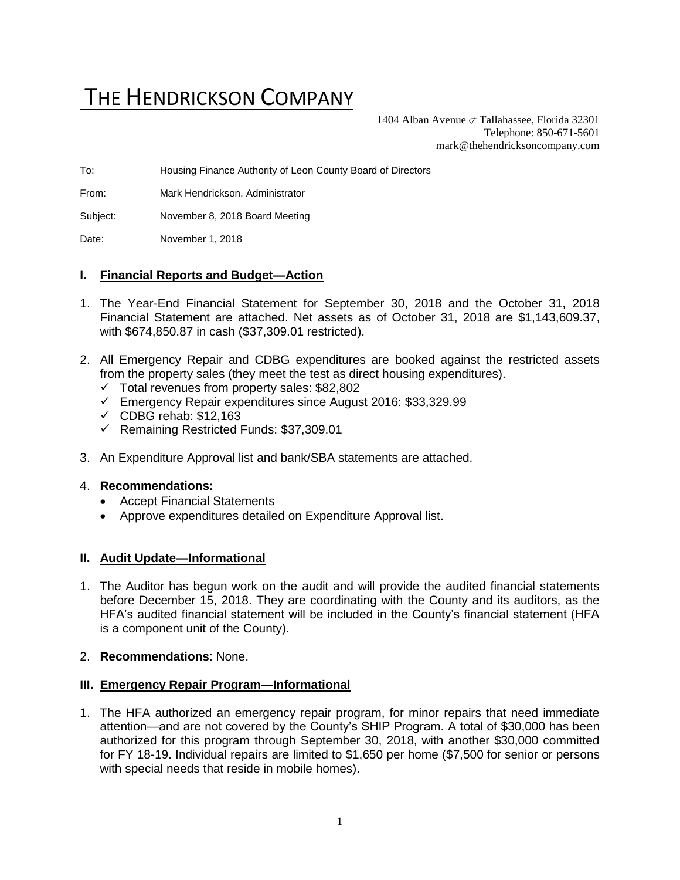# THE HENDRICKSON COMPANY

1404 Alban Avenue ⊄ Tallahassee, Florida 32301
Telephone: 850-671-5601
mark@thehendricksoncompany.com

To: Housing Finance Authority of Leon County Board of Directors

From: Mark Hendrickson, Administrator

Subject: November 8, 2018 Board Meeting

Date: November 1, 2018

## I. Financial Reports and Budget—Action

1. The Year-End Financial Statement for September 30, 2018 and the October 31, 2018 Financial Statement are attached. Net assets as of October 31, 2018 are $1,143,609.37, with $674,850.87 in cash ($37,309.01 restricted).

2. All Emergency Repair and CDBG expenditures are booked against the restricted assets from the property sales (they meet the test as direct housing expenditures).
   - ✓ Total revenues from property sales: $82,802
   - ✓ Emergency Repair expenditures since August 2016: $33,329.99
   - ✓ CDBG rehab: $12,163
   - ✓ Remaining Restricted Funds: $37,309.01

3. An Expenditure Approval list and bank/SBA statements are attached.

4. **Recommendations:**
   - Accept Financial Statements
   - Approve expenditures detailed on Expenditure Approval list.

## II. Audit Update—Informational

1. The Auditor has begun work on the audit and will provide the audited financial statements before December 15, 2018. They are coordinating with the County and its auditors, as the HFA's audited financial statement will be included in the County's financial statement (HFA is a component unit of the County).

2. **Recommendations**: None.

## III. Emergency Repair Program—Informational

1. The HFA authorized an emergency repair program, for minor repairs that need immediate attention—and are not covered by the County's SHIP Program. A total of $30,000 has been authorized for this program through September 30, 2018, with another $30,000 committed for FY 18-19. Individual repairs are limited to $1,650 per home ($7,500 for senior or persons with special needs that reside in mobile homes).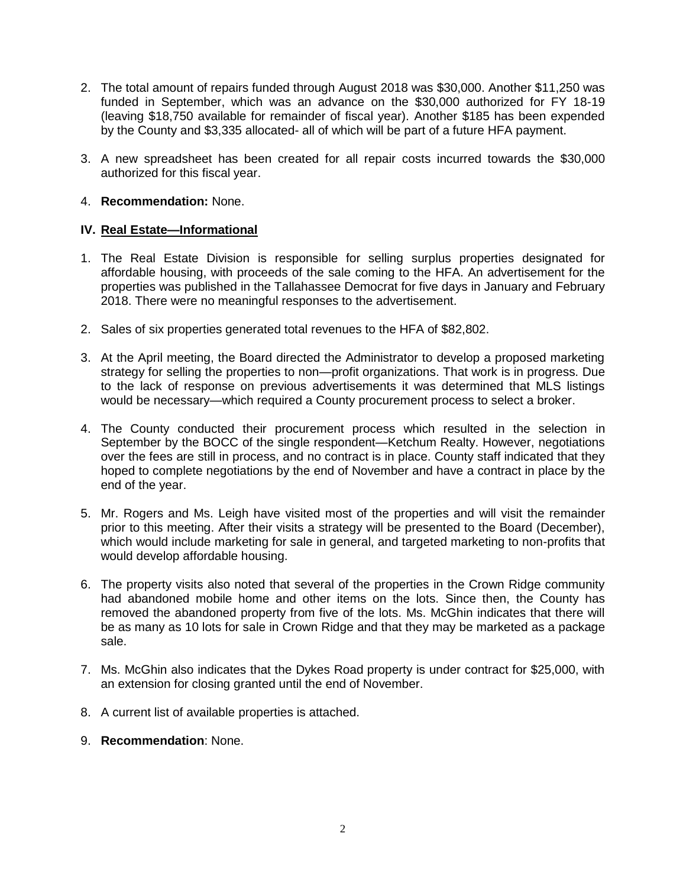2. The total amount of repairs funded through August 2018 was $30,000. Another $11,250 was funded in September, which was an advance on the $30,000 authorized for FY 18-19 (leaving $18,750 available for remainder of fiscal year). Another $185 has been expended by the County and $3,335 allocated- all of which will be part of a future HFA payment.

3. A new spreadsheet has been created for all repair costs incurred towards the $30,000 authorized for this fiscal year.

4. **Recommendation:** None.

## IV. Real Estate—Informational

1. The Real Estate Division is responsible for selling surplus properties designated for affordable housing, with proceeds of the sale coming to the HFA. An advertisement for the properties was published in the Tallahassee Democrat for five days in January and February 2018. There were no meaningful responses to the advertisement.

2. Sales of six properties generated total revenues to the HFA of $82,802.

3. At the April meeting, the Board directed the Administrator to develop a proposed marketing strategy for selling the properties to non—profit organizations. That work is in progress. Due to the lack of response on previous advertisements it was determined that MLS listings would be necessary—which required a County procurement process to select a broker.

4. The County conducted their procurement process which resulted in the selection in September by the BOCC of the single respondent—Ketchum Realty. However, negotiations over the fees are still in process, and no contract is in place. County staff indicated that they hoped to complete negotiations by the end of November and have a contract in place by the end of the year.

5. Mr. Rogers and Ms. Leigh have visited most of the properties and will visit the remainder prior to this meeting. After their visits a strategy will be presented to the Board (December), which would include marketing for sale in general, and targeted marketing to non-profits that would develop affordable housing.

6. The property visits also noted that several of the properties in the Crown Ridge community had abandoned mobile home and other items on the lots. Since then, the County has removed the abandoned property from five of the lots. Ms. McGhin indicates that there will be as many as 10 lots for sale in Crown Ridge and that they may be marketed as a package sale.

7. Ms. McGhin also indicates that the Dykes Road property is under contract for $25,000, with an extension for closing granted until the end of November.

8. A current list of available properties is attached.

9. **Recommendation**: None.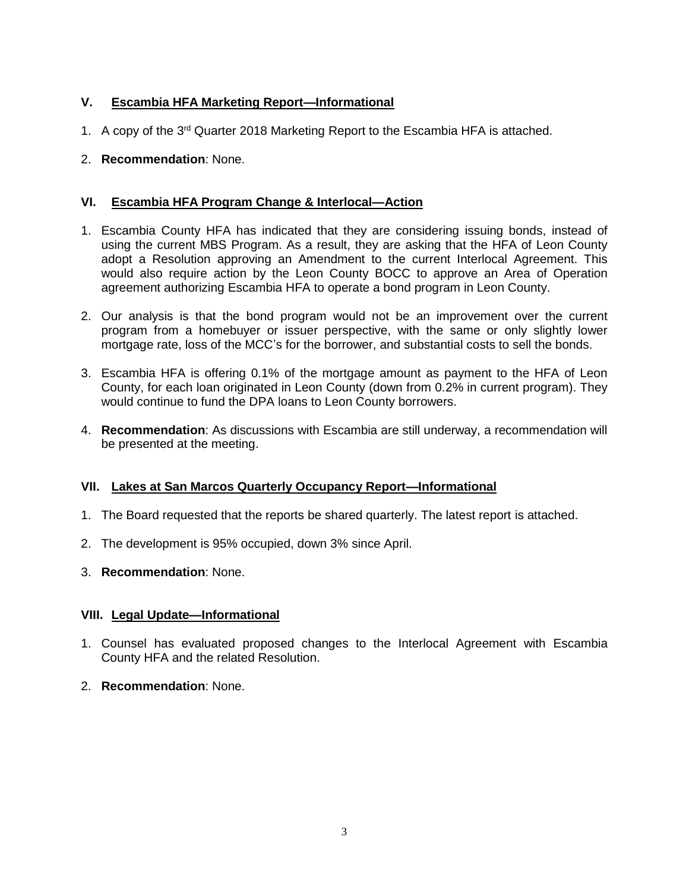## V. Escambia HFA Marketing Report—Informational

1. A copy of the 3rd Quarter 2018 Marketing Report to the Escambia HFA is attached.
2. **Recommendation**: None.

## VI. Escambia HFA Program Change & Interlocal—Action

1. Escambia County HFA has indicated that they are considering issuing bonds, instead of using the current MBS Program. As a result, they are asking that the HFA of Leon County adopt a Resolution approving an Amendment to the current Interlocal Agreement. This would also require action by the Leon County BOCC to approve an Area of Operation agreement authorizing Escambia HFA to operate a bond program in Leon County.
2. Our analysis is that the bond program would not be an improvement over the current program from a homebuyer or issuer perspective, with the same or only slightly lower mortgage rate, loss of the MCC's for the borrower, and substantial costs to sell the bonds.
3. Escambia HFA is offering 0.1% of the mortgage amount as payment to the HFA of Leon County, for each loan originated in Leon County (down from 0.2% in current program). They would continue to fund the DPA loans to Leon County borrowers.
4. **Recommendation**: As discussions with Escambia are still underway, a recommendation will be presented at the meeting.

## VII. Lakes at San Marcos Quarterly Occupancy Report—Informational

1. The Board requested that the reports be shared quarterly. The latest report is attached.
2. The development is 95% occupied, down 3% since April.
3. **Recommendation**: None.

## VIII. Legal Update—Informational

1. Counsel has evaluated proposed changes to the Interlocal Agreement with Escambia County HFA and the related Resolution.
2. **Recommendation**: None.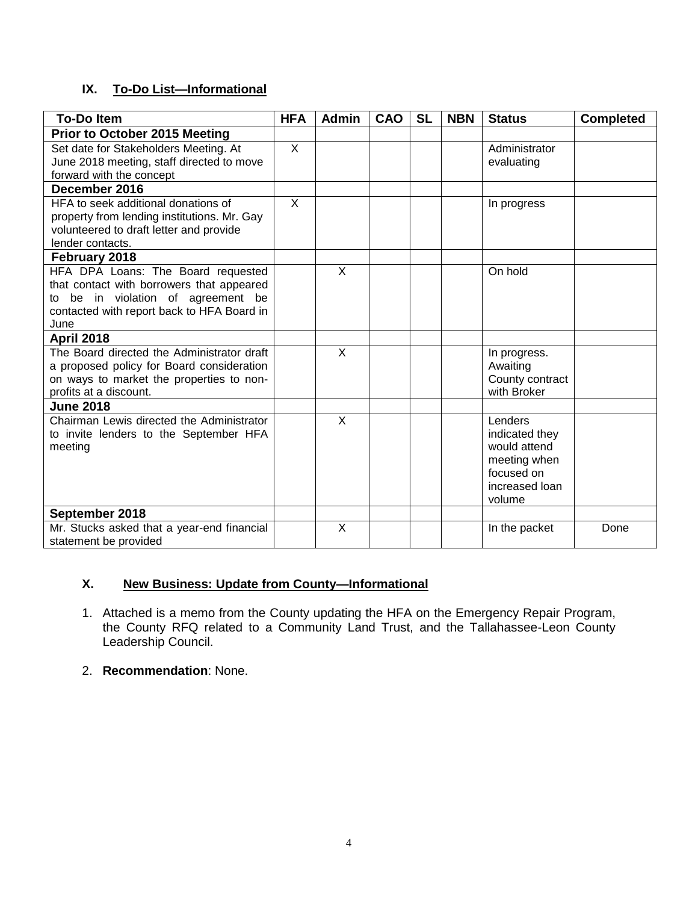## IX. To-Do List—Informational

| To-Do Item | HFA | Admin | CAO | SL | NBN | Status | Completed |
|---|---|---|---|---|---|---|---|
| **Prior to October 2015 Meeting** | | | | | | | |
| Set date for Stakeholders Meeting. At June 2018 meeting, staff directed to move forward with the concept | X | | | | | Administrator evaluating | |
| **December 2016** | | | | | | | |
| HFA to seek additional donations of property from lending institutions. Mr. Gay volunteered to draft letter and provide lender contacts. | X | | | | | In progress | |
| **February 2018** | | | | | | | |
| HFA DPA Loans: The Board requested that contact with borrowers that appeared to be in violation of agreement be contacted with report back to HFA Board in June | | X | | | | On hold | |
| **April 2018** | | | | | | | |
| The Board directed the Administrator draft a proposed policy for Board consideration on ways to market the properties to non-profits at a discount. | | X | | | | In progress. Awaiting County contract with Broker | |
| **June 2018** | | | | | | | |
| Chairman Lewis directed the Administrator to invite lenders to the September HFA meeting | | X | | | | Lenders indicated they would attend meeting when focused on increased loan volume | |
| **September 2018** | | | | | | | |
| Mr. Stucks asked that a year-end financial statement be provided | | X | | | | In the packet | Done |

## X. New Business: Update from County—Informational

1. Attached is a memo from the County updating the HFA on the Emergency Repair Program, the County RFQ related to a Community Land Trust, and the Tallahassee-Leon County Leadership Council.
2. **Recommendation**: None.